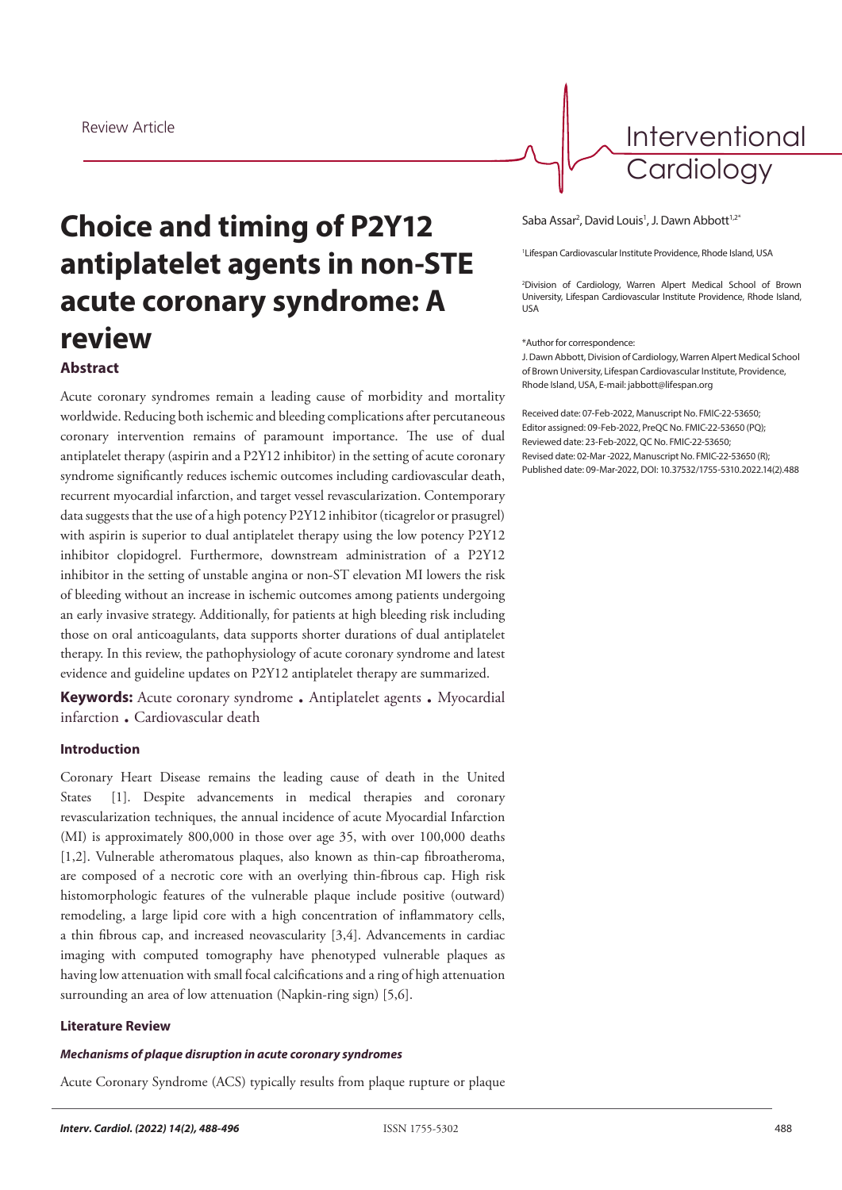Review Article

# Choice and timing of P2Y12 antiplatelet agents in non-STE acute coronary syndrome: A review

Saba Assar[2], David Louis[1], J. Dawn Abbott[1,2*]

[1]Lifespan Cardiovascular Institute Providence, Rhode Island, USA

[2]Division of Cardiology, Warren Alpert Medical School of Brown University, Lifespan Cardiovascular Institute Providence, Rhode Island, USA

*Author for correspondence:
J. Dawn Abbott, Division of Cardiology, Warren Alpert Medical School of Brown University, Lifespan Cardiovascular Institute, Providence, Rhode Island, USA, E-mail: jabbott@lifespan.org

Received date: 07-Feb-2022, Manuscript No. FMIC-22-53650;
Editor assigned: 09-Feb-2022, PreQC No. FMIC-22-53650 (PQ);
Reviewed date: 23-Feb-2022, QC No. FMIC-22-53650;
Revised date: 02-Mar -2022, Manuscript No. FMIC-22-53650 (R);
Published date: 09-Mar-2022, DOI: 10.37532/1755-5310.2022.14(2).488

### Abstract

Acute coronary syndromes remain a leading cause of morbidity and mortality worldwide. Reducing both ischemic and bleeding complications after percutaneous coronary intervention remains of paramount importance. The use of dual antiplatelet therapy (aspirin and a P2Y12 inhibitor) in the setting of acute coronary syndrome significantly reduces ischemic outcomes including cardiovascular death, recurrent myocardial infarction, and target vessel revascularization. Contemporary data suggests that the use of a high potency P2Y12 inhibitor (ticagrelor or prasugrel) with aspirin is superior to dual antiplatelet therapy using the low potency P2Y12 inhibitor clopidogrel. Furthermore, downstream administration of a P2Y12 inhibitor in the setting of unstable angina or non-ST elevation MI lowers the risk of bleeding without an increase in ischemic outcomes among patients undergoing an early invasive strategy. Additionally, for patients at high bleeding risk including those on oral anticoagulants, data supports shorter durations of dual antiplatelet therapy. In this review, the pathophysiology of acute coronary syndrome and latest evidence and guideline updates on P2Y12 antiplatelet therapy are summarized.

**Keywords:** Acute coronary syndrome • Antiplatelet agents • Myocardial infarction • Cardiovascular death

### Introduction

Coronary Heart Disease remains the leading cause of death in the United States [1]. Despite advancements in medical therapies and coronary revascularization techniques, the annual incidence of acute Myocardial Infarction (MI) is approximately 800,000 in those over age 35, with over 100,000 deaths [1,2]. Vulnerable atheromatous plaques, also known as thin-cap fibroatheroma, are composed of a necrotic core with an overlying thin-fibrous cap. High risk histomorphologic features of the vulnerable plaque include positive (outward) remodeling, a large lipid core with a high concentration of inflammatory cells, a thin fibrous cap, and increased neovascularity [3,4]. Advancements in cardiac imaging with computed tomography have phenotyped vulnerable plaques as having low attenuation with small focal calcifications and a ring of high attenuation surrounding an area of low attenuation (Napkin-ring sign) [5,6].

### Literature Review

#### *Mechanisms of plaque disruption in acute coronary syndromes*

Acute Coronary Syndrome (ACS) typically results from plaque rupture or plaque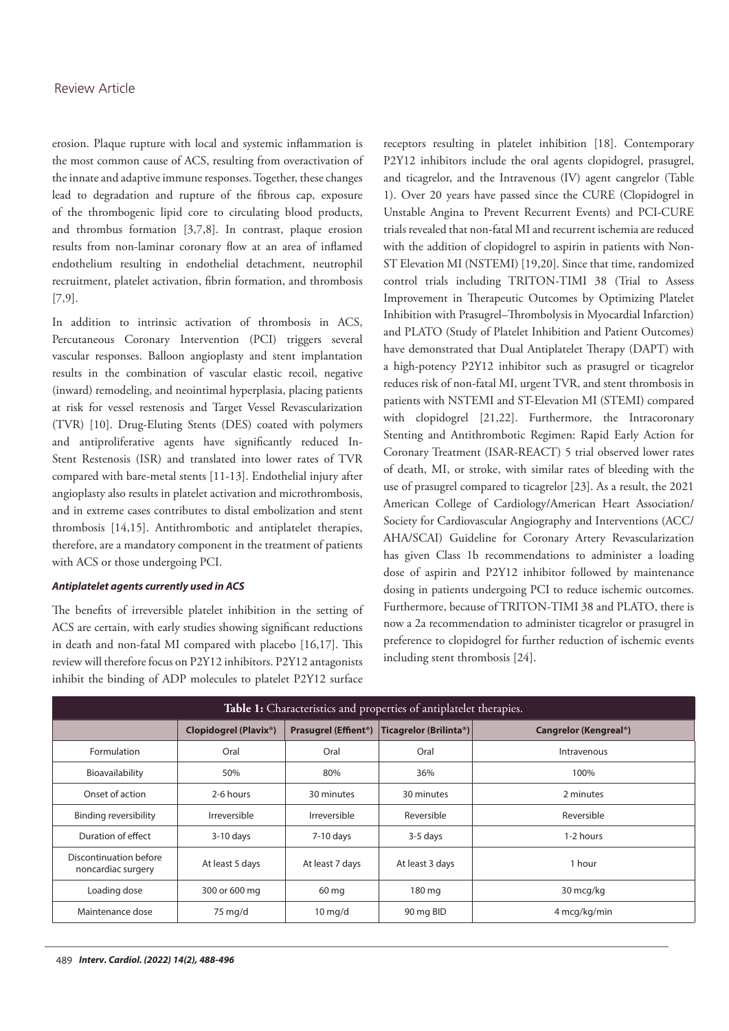erosion. Plaque rupture with local and systemic inflammation is the most common cause of ACS, resulting from overactivation of the innate and adaptive immune responses. Together, these changes lead to degradation and rupture of the fibrous cap, exposure of the thrombogenic lipid core to circulating blood products, and thrombus formation [3,7,8]. In contrast, plaque erosion results from non-laminar coronary flow at an area of inflamed endothelium resulting in endothelial detachment, neutrophil recruitment, platelet activation, fibrin formation, and thrombosis [7,9].

In addition to intrinsic activation of thrombosis in ACS, Percutaneous Coronary Intervention (PCI) triggers several vascular responses. Balloon angioplasty and stent implantation results in the combination of vascular elastic recoil, negative (inward) remodeling, and neointimal hyperplasia, placing patients at risk for vessel restenosis and Target Vessel Revascularization (TVR) [10]. Drug-Eluting Stents (DES) coated with polymers and antiproliferative agents have significantly reduced In-Stent Restenosis (ISR) and translated into lower rates of TVR compared with bare-metal stents [11-13]. Endothelial injury after angioplasty also results in platelet activation and microthrombosis, and in extreme cases contributes to distal embolization and stent thrombosis [14,15]. Antithrombotic and antiplatelet therapies, therefore, are a mandatory component in the treatment of patients with ACS or those undergoing PCI.

### *Antiplatelet agents currently used in ACS*

The benefits of irreversible platelet inhibition in the setting of ACS are certain, with early studies showing significant reductions in death and non-fatal MI compared with placebo [16,17]. This review will therefore focus on P2Y12 inhibitors. P2Y12 antagonists inhibit the binding of ADP molecules to platelet P2Y12 surface receptors resulting in platelet inhibition [18]. Contemporary P2Y12 inhibitors include the oral agents clopidogrel, prasugrel, and ticagrelor, and the Intravenous (IV) agent cangrelor (Table 1). Over 20 years have passed since the CURE (Clopidogrel in Unstable Angina to Prevent Recurrent Events) and PCI-CURE trials revealed that non-fatal MI and recurrent ischemia are reduced with the addition of clopidogrel to aspirin in patients with Non-ST Elevation MI (NSTEMI) [19,20]. Since that time, randomized control trials including TRITON-TIMI 38 (Trial to Assess Improvement in Therapeutic Outcomes by Optimizing Platelet Inhibition with Prasugrel–Thrombolysis in Myocardial Infarction) and PLATO (Study of Platelet Inhibition and Patient Outcomes) have demonstrated that Dual Antiplatelet Therapy (DAPT) with a high-potency P2Y12 inhibitor such as prasugrel or ticagrelor reduces risk of non-fatal MI, urgent TVR, and stent thrombosis in patients with NSTEMI and ST-Elevation MI (STEMI) compared with clopidogrel [21,22]. Furthermore, the Intracoronary Stenting and Antithrombotic Regimen: Rapid Early Action for Coronary Treatment (ISAR-REACT) 5 trial observed lower rates of death, MI, or stroke, with similar rates of bleeding with the use of prasugrel compared to ticagrelor [23]. As a result, the 2021 American College of Cardiology/American Heart Association/ Society for Cardiovascular Angiography and Interventions (ACC/ AHA/SCAI) Guideline for Coronary Artery Revascularization has given Class 1b recommendations to administer a loading dose of aspirin and P2Y12 inhibitor followed by maintenance dosing in patients undergoing PCI to reduce ischemic outcomes. Furthermore, because of TRITON-TIMI 38 and PLATO, there is now a 2a recommendation to administer ticagrelor or prasugrel in preference to clopidogrel for further reduction of ischemic events including stent thrombosis [24].

**Table 1:** Characteristics and properties of antiplatelet therapies.

| | Clopidogrel (Plavix®) | Prasugrel (Effient®) | Ticagrelor (Brilinta®) | Cangrelor (Kengreal®) |
|---|---|---|---|---|
| Formulation | Oral | Oral | Oral | Intravenous |
| Bioavailability | 50% | 80% | 36% | 100% |
| Onset of action | 2-6 hours | 30 minutes | 30 minutes | 2 minutes |
| Binding reversibility | Irreversible | Irreversible | Reversible | Reversible |
| Duration of effect | 3-10 days | 7-10 days | 3-5 days | 1-2 hours |
| Discontinuation before noncardiac surgery | At least 5 days | At least 7 days | At least 3 days | 1 hour |
| Loading dose | 300 or 600 mg | 60 mg | 180 mg | 30 mcg/kg |
| Maintenance dose | 75 mg/d | 10 mg/d | 90 mg BID | 4 mcg/kg/min |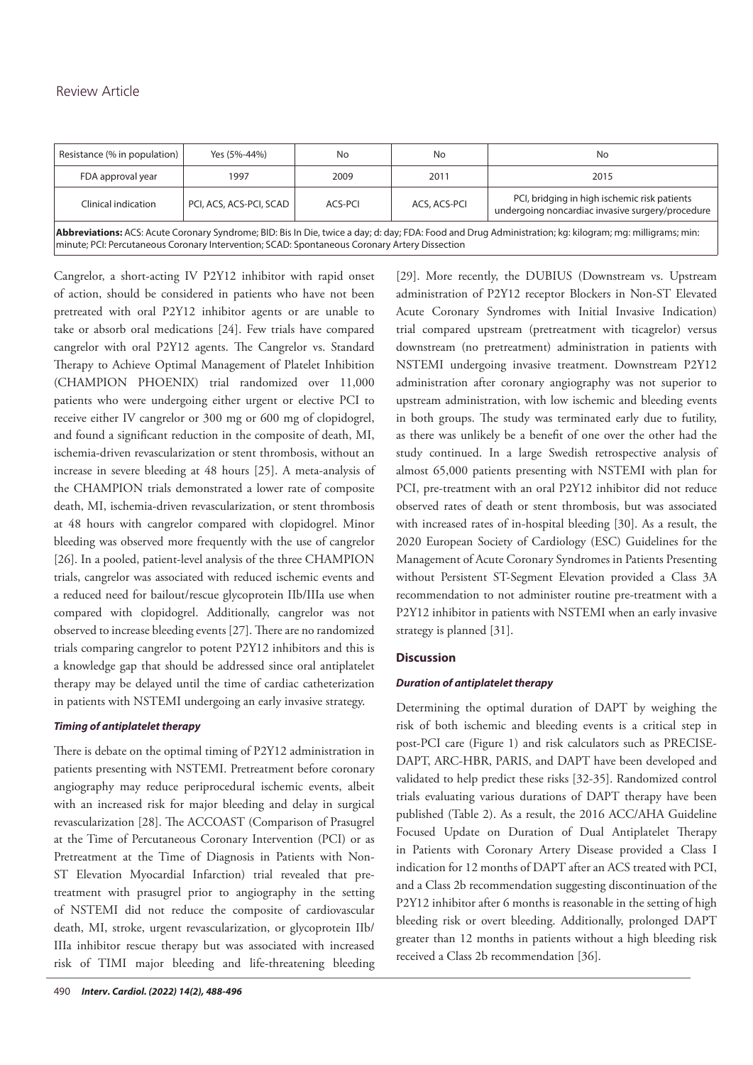| Resistance (% in population) | Yes (5%-44%) | No | No | No |
|---|---|---|---|---|
| FDA approval year | 1997 | 2009 | 2011 | 2015 |
| Clinical indication | PCI, ACS, ACS-PCI, SCAD | ACS-PCI | ACS, ACS-PCI | PCI, bridging in high ischemic risk patients undergoing noncardiac invasive surgery/procedure |

**Abbreviations:** ACS: Acute Coronary Syndrome; BID: Bis In Die, twice a day; d: day; FDA: Food and Drug Administration; kg: kilogram; mg: milligrams; min: minute; PCI: Percutaneous Coronary Intervention; SCAD: Spontaneous Coronary Artery Dissection

Cangrelor, a short-acting IV P2Y12 inhibitor with rapid onset of action, should be considered in patients who have not been pretreated with oral P2Y12 inhibitor agents or are unable to take or absorb oral medications [24]. Few trials have compared cangrelor with oral P2Y12 agents. The Cangrelor vs. Standard Therapy to Achieve Optimal Management of Platelet Inhibition (CHAMPION PHOENIX) trial randomized over 11,000 patients who were undergoing either urgent or elective PCI to receive either IV cangrelor or 300 mg or 600 mg of clopidogrel, and found a significant reduction in the composite of death, MI, ischemia-driven revascularization or stent thrombosis, without an increase in severe bleeding at 48 hours [25]. A meta-analysis of the CHAMPION trials demonstrated a lower rate of composite death, MI, ischemia-driven revascularization, or stent thrombosis at 48 hours with cangrelor compared with clopidogrel. Minor bleeding was observed more frequently with the use of cangrelor [26]. In a pooled, patient-level analysis of the three CHAMPION trials, cangrelor was associated with reduced ischemic events and a reduced need for bailout/rescue glycoprotein IIb/IIIa use when compared with clopidogrel. Additionally, cangrelor was not observed to increase bleeding events [27]. There are no randomized trials comparing cangrelor to potent P2Y12 inhibitors and this is a knowledge gap that should be addressed since oral antiplatelet therapy may be delayed until the time of cardiac catheterization in patients with NSTEMI undergoing an early invasive strategy.

#### *Timing of antiplatelet therapy*

There is debate on the optimal timing of P2Y12 administration in patients presenting with NSTEMI. Pretreatment before coronary angiography may reduce periprocedural ischemic events, albeit with an increased risk for major bleeding and delay in surgical revascularization [28]. The ACCOAST (Comparison of Prasugrel at the Time of Percutaneous Coronary Intervention (PCI) or as Pretreatment at the Time of Diagnosis in Patients with Non-ST Elevation Myocardial Infarction) trial revealed that pretreatment with prasugrel prior to angiography in the setting of NSTEMI did not reduce the composite of cardiovascular death, MI, stroke, urgent revascularization, or glycoprotein IIb/IIIa inhibitor rescue therapy but was associated with increased risk of TIMI major bleeding and life-threatening bleeding [29]. More recently, the DUBIUS (Downstream vs. Upstream administration of P2Y12 receptor Blockers in Non-ST Elevated Acute Coronary Syndromes with Initial Invasive Indication) trial compared upstream (pretreatment with ticagrelor) versus downstream (no pretreatment) administration in patients with NSTEMI undergoing invasive treatment. Downstream P2Y12 administration after coronary angiography was not superior to upstream administration, with low ischemic and bleeding events in both groups. The study was terminated early due to futility, as there was unlikely be a benefit of one over the other had the study continued. In a large Swedish retrospective analysis of almost 65,000 patients presenting with NSTEMI with plan for PCI, pre-treatment with an oral P2Y12 inhibitor did not reduce observed rates of death or stent thrombosis, but was associated with increased rates of in-hospital bleeding [30]. As a result, the 2020 European Society of Cardiology (ESC) Guidelines for the Management of Acute Coronary Syndromes in Patients Presenting without Persistent ST-Segment Elevation provided a Class 3A recommendation to not administer routine pre-treatment with a P2Y12 inhibitor in patients with NSTEMI when an early invasive strategy is planned [31].

### Discussion

#### *Duration of antiplatelet therapy*

Determining the optimal duration of DAPT by weighing the risk of both ischemic and bleeding events is a critical step in post-PCI care (Figure 1) and risk calculators such as PRECISE-DAPT, ARC-HBR, PARIS, and DAPT have been developed and validated to help predict these risks [32-35]. Randomized control trials evaluating various durations of DAPT therapy have been published (Table 2). As a result, the 2016 ACC/AHA Guideline Focused Update on Duration of Dual Antiplatelet Therapy in Patients with Coronary Artery Disease provided a Class I indication for 12 months of DAPT after an ACS treated with PCI, and a Class 2b recommendation suggesting discontinuation of the P2Y12 inhibitor after 6 months is reasonable in the setting of high bleeding risk or overt bleeding. Additionally, prolonged DAPT greater than 12 months in patients without a high bleeding risk received a Class 2b recommendation [36].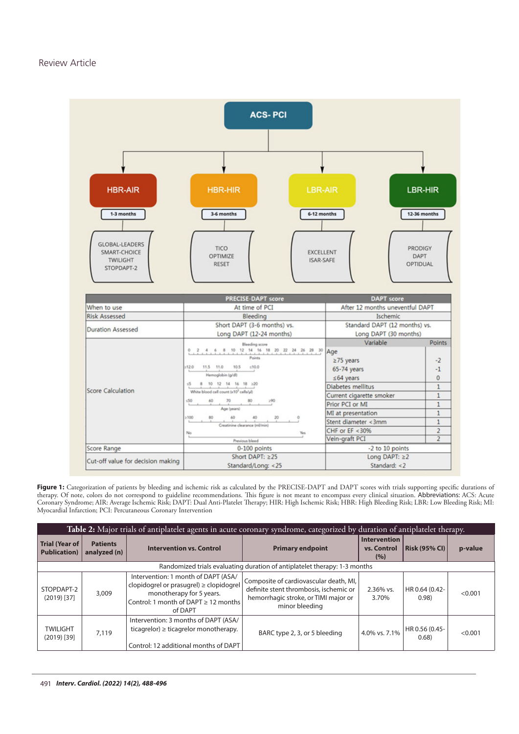ACS- PCI

| HBR-AIR | HBR-HIR | LBR-AIR | LBR-HIR |
|---|---|---|---|
| 1-3 months | 3-6 months | 6-12 months | 12-36 months |
| GLOBAL-LEADERS SMART-CHOICE TWILIGHT STOPDAPT-2 | TICO OPTIMIZE RESET | EXCELLENT ISAR-SAFE | PRODIGY DAPT OPTIDUAL |

| | PRECISE-DAPT score | DAPT score | |
|---|---|---|---|
| When to use | At time of PCI | After 12 months uneventful DAPT | |
| Risk Assessed | Bleeding | Ischemic | |
| Duration Assessed | Short DAPT (3-6 months) vs. Long DAPT (12-24 months) | Standard DAPT (12 months) vs. Long DAPT (30 months) | |
| Score Calculation | Bleeding score: Points 0–30; Hemoglobin (g/dl): ≥12.0, 11.5, 11.0, 10.5, ≤10.0; White blood cell count (x10³ cells/μl): ≤5, 8, 10, 12, 14, 16, 18, ≥20; Age (years): ≤50, 60, 70, 80, ≥90; Creatinine clearance (ml/min): ≥100, 80, 60, 40, 20, 0; Previous bleed: No, Yes | **Variable** | **Points** |
| | | Age | |
| | | ≥75 years | -2 |
| | | 65-74 years | -1 |
| | | ≤64 years | 0 |
| | | Diabetes mellitus | 1 |
| | | Current cigarette smoker | 1 |
| | | Prior PCI or MI | 1 |
| | | MI at presentation | 1 |
| | | Stent diameter <3mm | 1 |
| | | CHF or EF <30% | 2 |
| | | Vein-graft PCI | 2 |
| Score Range | 0-100 points | -2 to 10 points | |
| Cut-off value for decision making | Short DAPT: ≥25; Standard/Long: <25 | Long DAPT: ≥2; Standard: <2 | |

**Figure 1:** Categorization of patients by bleeding and ischemic risk as calculated by the PRECISE-DAPT and DAPT scores with trials supporting specific durations of therapy. Of note, colors do not correspond to guideline recommendations. This figure is not meant to encompass every clinical situation. Abbreviations: ACS: Acute Coronary Syndrome; AIR: Average Ischemic Risk; DAPT: Dual Anti-Platelet Therapy; HIR: High Ischemic Risk; HBR: High Bleeding Risk; LBR: Low Bleeding Risk; MI: Myocardial Infarction; PCI: Percutaneous Coronary Intervention

**Table 2:** Major trials of antiplatelet agents in acute coronary syndrome, categorized by duration of antiplatelet therapy.

| Trial (Year of Publication) | Patients analyzed (n) | Intervention vs. Control | Primary endpoint | Intervention vs. Control (%) | Risk (95% CI) | p-value |
|---|---|---|---|---|---|---|
| Randomized trials evaluating duration of antiplatelet therapy: 1-3 months | | | | | | |
| STOPDAPT-2 (2019) [37] | 3,009 | Intervention: 1 month of DAPT (ASA/ clopidogrel or prasugrel) ≥ clopidogrel monotherapy for 5 years. Control: 1 month of DAPT ≥ 12 months of DAPT | Composite of cardiovascular death, MI, definite stent thrombosis, ischemic or hemorrhagic stroke, or TIMI major or minor bleeding | 2.36% vs. 3.70% | HR 0.64 (0.42-0.98) | <0.001 |
| TWILIGHT (2019) [39] | 7,119 | Intervention: 3 months of DAPT (ASA/ ticagrelor) ≥ ticagrelor monotherapy. Control: 12 additional months of DAPT | BARC type 2, 3, or 5 bleeding | 4.0% vs. 7.1% | HR 0.56 (0.45-0.68) | <0.001 |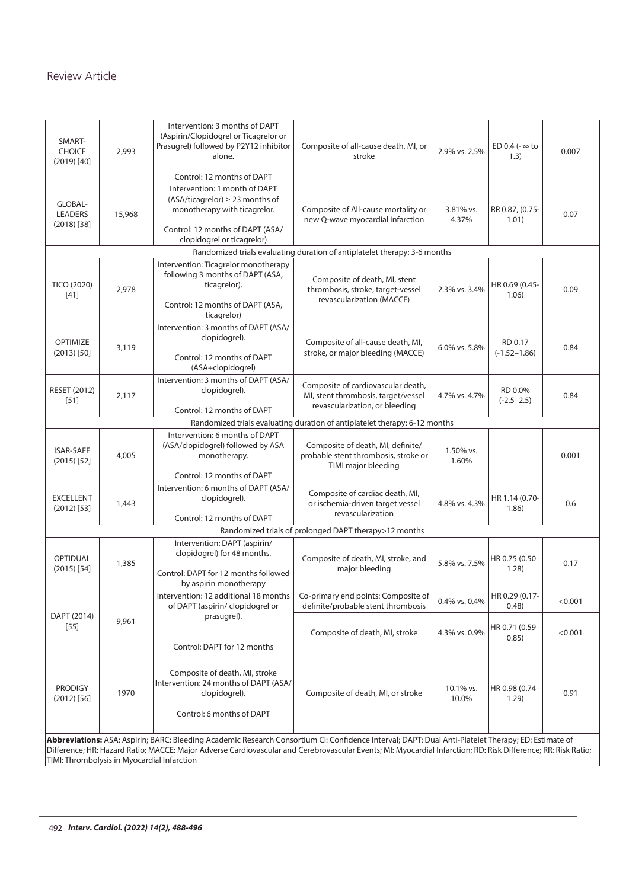| | | | | | | |
|---|---|---|---|---|---|---|
| SMART-CHOICE (2019) [40] | 2,993 | Intervention: 3 months of DAPT (Aspirin/Clopidogrel or Ticagrelor or Prasugrel) followed by P2Y12 inhibitor alone.<br><br>Control: 12 months of DAPT | Composite of all-cause death, MI, or stroke | 2.9% vs. 2.5% | ED 0.4 (- ∞ to 1.3) | 0.007 |
| GLOBAL-LEADERS (2018) [38] | 15,968 | Intervention: 1 month of DAPT (ASA/ticagrelor) ≥ 23 months of monotherapy with ticagrelor.<br><br>Control: 12 months of DAPT (ASA/clopidogrel or ticagrelor) | Composite of All-cause mortality or new Q-wave myocardial infarction | 3.81% vs. 4.37% | RR 0.87, (0.75-1.01) | 0.07 |
| Randomized trials evaluating duration of antiplatelet therapy: 3-6 months | | | | | | |
| TICO (2020) [41] | 2,978 | Intervention: Ticagrelor monotherapy following 3 months of DAPT (ASA, ticagrelor).<br><br>Control: 12 months of DAPT (ASA, ticagrelor) | Composite of death, MI, stent thrombosis, stroke, target-vessel revascularization (MACCE) | 2.3% vs. 3.4% | HR 0.69 (0.45-1.06) | 0.09 |
| OPTIMIZE (2013) [50] | 3,119 | Intervention: 3 months of DAPT (ASA/clopidogrel).<br><br>Control: 12 months of DAPT (ASA+clopidogrel) | Composite of all-cause death, MI, stroke, or major bleeding (MACCE) | 6.0% vs. 5.8% | RD 0.17 (-1.52–1.86) | 0.84 |
| RESET (2012) [51] | 2,117 | Intervention: 3 months of DAPT (ASA/clopidogrel).<br><br>Control: 12 months of DAPT | Composite of cardiovascular death, MI, stent thrombosis, target/vessel revascularization, or bleeding | 4.7% vs. 4.7% | RD 0.0% (-2.5–2.5) | 0.84 |
| Randomized trials evaluating duration of antiplatelet therapy: 6-12 months | | | | | | |
| ISAR-SAFE (2015) [52] | 4,005 | Intervention: 6 months of DAPT (ASA/clopidogrel) followed by ASA monotherapy.<br><br>Control: 12 months of DAPT | Composite of death, MI, definite/probable stent thrombosis, stroke or TIMI major bleeding | 1.50% vs. 1.60% | | 0.001 |
| EXCELLENT (2012) [53] | 1,443 | Intervention: 6 months of DAPT (ASA/clopidogrel).<br><br>Control: 12 months of DAPT | Composite of cardiac death, MI, or ischemia-driven target vessel revascularization | 4.8% vs. 4.3% | HR 1.14 (0.70-1.86) | 0.6 |
| Randomized trials of prolonged DAPT therapy>12 months | | | | | | |
| OPTIDUAL (2015) [54] | 1,385 | Intervention: DAPT (aspirin/clopidogrel) for 48 months.<br><br>Control: DAPT for 12 months followed by aspirin monotherapy | Composite of death, MI, stroke, and major bleeding | 5.8% vs. 7.5% | HR 0.75 (0.50–1.28) | 0.17 |
| DAPT (2014) [55] | 9,961 | Intervention: 12 additional 18 months of DAPT (aspirin/ clopidogrel or prasugrel).<br><br>Control: DAPT for 12 months | Co-primary end points: Composite of definite/probable stent thrombosis | 0.4% vs. 0.4% | HR 0.29 (0.17-0.48) | <0.001 |
| | | | Composite of death, MI, stroke | 4.3% vs. 0.9% | HR 0.71 (0.59–0.85) | <0.001 |
| PRODIGY (2012) [56] | 1970 | Composite of death, MI, stroke Intervention: 24 months of DAPT (ASA/clopidogrel).<br><br>Control: 6 months of DAPT | Composite of death, MI, or stroke | 10.1% vs. 10.0% | HR 0.98 (0.74–1.29) | 0.91 |

**Abbreviations:** ASA: Aspirin; BARC: Bleeding Academic Research Consortium CI: Confidence Interval; DAPT: Dual Anti-Platelet Therapy; ED: Estimate of Difference; HR: Hazard Ratio; MACCE: Major Adverse Cardiovascular and Cerebrovascular Events; MI: Myocardial Infarction; RD: Risk Difference; RR: Risk Ratio; TIMI: Thrombolysis in Myocardial Infarction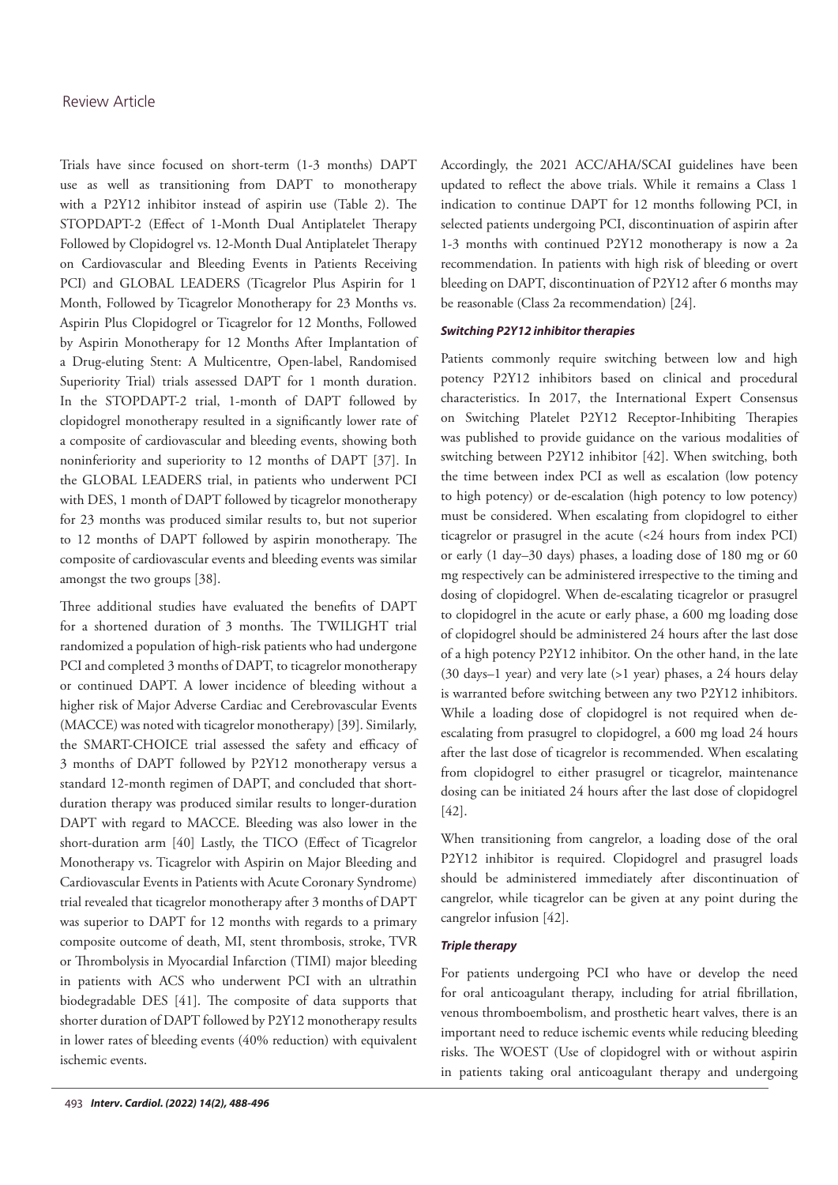Trials have since focused on short-term (1-3 months) DAPT use as well as transitioning from DAPT to monotherapy with a P2Y12 inhibitor instead of aspirin use (Table 2). The STOPDAPT-2 (Effect of 1-Month Dual Antiplatelet Therapy Followed by Clopidogrel vs. 12-Month Dual Antiplatelet Therapy on Cardiovascular and Bleeding Events in Patients Receiving PCI) and GLOBAL LEADERS (Ticagrelor Plus Aspirin for 1 Month, Followed by Ticagrelor Monotherapy for 23 Months vs. Aspirin Plus Clopidogrel or Ticagrelor for 12 Months, Followed by Aspirin Monotherapy for 12 Months After Implantation of a Drug-eluting Stent: A Multicentre, Open-label, Randomised Superiority Trial) trials assessed DAPT for 1 month duration. In the STOPDAPT-2 trial, 1-month of DAPT followed by clopidogrel monotherapy resulted in a significantly lower rate of a composite of cardiovascular and bleeding events, showing both noninferiority and superiority to 12 months of DAPT [37]. In the GLOBAL LEADERS trial, in patients who underwent PCI with DES, 1 month of DAPT followed by ticagrelor monotherapy for 23 months was produced similar results to, but not superior to 12 months of DAPT followed by aspirin monotherapy. The composite of cardiovascular events and bleeding events was similar amongst the two groups [38].

Three additional studies have evaluated the benefits of DAPT for a shortened duration of 3 months. The TWILIGHT trial randomized a population of high-risk patients who had undergone PCI and completed 3 months of DAPT, to ticagrelor monotherapy or continued DAPT. A lower incidence of bleeding without a higher risk of Major Adverse Cardiac and Cerebrovascular Events (MACCE) was noted with ticagrelor monotherapy) [39]. Similarly, the SMART-CHOICE trial assessed the safety and efficacy of 3 months of DAPT followed by P2Y12 monotherapy versus a standard 12-month regimen of DAPT, and concluded that short-duration therapy was produced similar results to longer-duration DAPT with regard to MACCE. Bleeding was also lower in the short-duration arm [40] Lastly, the TICO (Effect of Ticagrelor Monotherapy vs. Ticagrelor with Aspirin on Major Bleeding and Cardiovascular Events in Patients with Acute Coronary Syndrome) trial revealed that ticagrelor monotherapy after 3 months of DAPT was superior to DAPT for 12 months with regards to a primary composite outcome of death, MI, stent thrombosis, stroke, TVR or Thrombolysis in Myocardial Infarction (TIMI) major bleeding in patients with ACS who underwent PCI with an ultrathin biodegradable DES [41]. The composite of data supports that shorter duration of DAPT followed by P2Y12 monotherapy results in lower rates of bleeding events (40% reduction) with equivalent ischemic events.

Accordingly, the 2021 ACC/AHA/SCAI guidelines have been updated to reflect the above trials. While it remains a Class 1 indication to continue DAPT for 12 months following PCI, in selected patients undergoing PCI, discontinuation of aspirin after 1-3 months with continued P2Y12 monotherapy is now a 2a recommendation. In patients with high risk of bleeding or overt bleeding on DAPT, discontinuation of P2Y12 after 6 months may be reasonable (Class 2a recommendation) [24].

#### *Switching P2Y12 inhibitor therapies*

Patients commonly require switching between low and high potency P2Y12 inhibitors based on clinical and procedural characteristics. In 2017, the International Expert Consensus on Switching Platelet P2Y12 Receptor-Inhibiting Therapies was published to provide guidance on the various modalities of switching between P2Y12 inhibitor [42]. When switching, both the time between index PCI as well as escalation (low potency to high potency) or de-escalation (high potency to low potency) must be considered. When escalating from clopidogrel to either ticagrelor or prasugrel in the acute (<24 hours from index PCI) or early (1 day–30 days) phases, a loading dose of 180 mg or 60 mg respectively can be administered irrespective to the timing and dosing of clopidogrel. When de-escalating ticagrelor or prasugrel to clopidogrel in the acute or early phase, a 600 mg loading dose of clopidogrel should be administered 24 hours after the last dose of a high potency P2Y12 inhibitor. On the other hand, in the late (30 days–1 year) and very late (>1 year) phases, a 24 hours delay is warranted before switching between any two P2Y12 inhibitors. While a loading dose of clopidogrel is not required when de-escalating from prasugrel to clopidogrel, a 600 mg load 24 hours after the last dose of ticagrelor is recommended. When escalating from clopidogrel to either prasugrel or ticagrelor, maintenance dosing can be initiated 24 hours after the last dose of clopidogrel [42].

When transitioning from cangrelor, a loading dose of the oral P2Y12 inhibitor is required. Clopidogrel and prasugrel loads should be administered immediately after discontinuation of cangrelor, while ticagrelor can be given at any point during the cangrelor infusion [42].

#### *Triple therapy*

For patients undergoing PCI who have or develop the need for oral anticoagulant therapy, including for atrial fibrillation, venous thromboembolism, and prosthetic heart valves, there is an important need to reduce ischemic events while reducing bleeding risks. The WOEST (Use of clopidogrel with or without aspirin in patients taking oral anticoagulant therapy and undergoing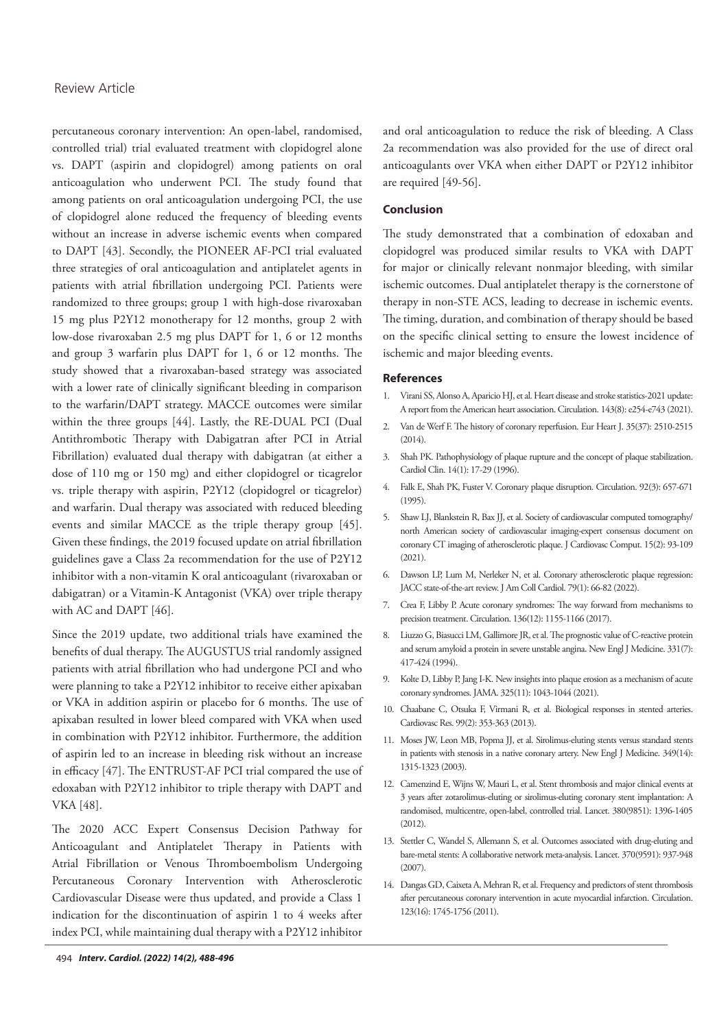percutaneous coronary intervention: An open-label, randomised, controlled trial) trial evaluated treatment with clopidogrel alone vs. DAPT (aspirin and clopidogrel) among patients on oral anticoagulation who underwent PCI. The study found that among patients on oral anticoagulation undergoing PCI, the use of clopidogrel alone reduced the frequency of bleeding events without an increase in adverse ischemic events when compared to DAPT [43]. Secondly, the PIONEER AF-PCI trial evaluated three strategies of oral anticoagulation and antiplatelet agents in patients with atrial fibrillation undergoing PCI. Patients were randomized to three groups; group 1 with high-dose rivaroxaban 15 mg plus P2Y12 monotherapy for 12 months, group 2 with low-dose rivaroxaban 2.5 mg plus DAPT for 1, 6 or 12 months and group 3 warfarin plus DAPT for 1, 6 or 12 months. The study showed that a rivaroxaban-based strategy was associated with a lower rate of clinically significant bleeding in comparison to the warfarin/DAPT strategy. MACCE outcomes were similar within the three groups [44]. Lastly, the RE-DUAL PCI (Dual Antithrombotic Therapy with Dabigatran after PCI in Atrial Fibrillation) evaluated dual therapy with dabigatran (at either a dose of 110 mg or 150 mg) and either clopidogrel or ticagrelor vs. triple therapy with aspirin, P2Y12 (clopidogrel or ticagrelor) and warfarin. Dual therapy was associated with reduced bleeding events and similar MACCE as the triple therapy group [45]. Given these findings, the 2019 focused update on atrial fibrillation guidelines gave a Class 2a recommendation for the use of P2Y12 inhibitor with a non-vitamin K oral anticoagulant (rivaroxaban or dabigatran) or a Vitamin-K Antagonist (VKA) over triple therapy with AC and DAPT [46].

Since the 2019 update, two additional trials have examined the benefits of dual therapy. The AUGUSTUS trial randomly assigned patients with atrial fibrillation who had undergone PCI and who were planning to take a P2Y12 inhibitor to receive either apixaban or VKA in addition aspirin or placebo for 6 months. The use of apixaban resulted in lower bleed compared with VKA when used in combination with P2Y12 inhibitor. Furthermore, the addition of aspirin led to an increase in bleeding risk without an increase in efficacy [47]. The ENTRUST-AF PCI trial compared the use of edoxaban with P2Y12 inhibitor to triple therapy with DAPT and VKA [48].

The 2020 ACC Expert Consensus Decision Pathway for Anticoagulant and Antiplatelet Therapy in Patients with Atrial Fibrillation or Venous Thromboembolism Undergoing Percutaneous Coronary Intervention with Atherosclerotic Cardiovascular Disease were thus updated, and provide a Class 1 indication for the discontinuation of aspirin 1 to 4 weeks after index PCI, while maintaining dual therapy with a P2Y12 inhibitor and oral anticoagulation to reduce the risk of bleeding. A Class 2a recommendation was also provided for the use of direct oral anticoagulants over VKA when either DAPT or P2Y12 inhibitor are required [49-56].

## Conclusion

The study demonstrated that a combination of edoxaban and clopidogrel was produced similar results to VKA with DAPT for major or clinically relevant nonmajor bleeding, with similar ischemic outcomes. Dual antiplatelet therapy is the cornerstone of therapy in non-STE ACS, leading to decrease in ischemic events. The timing, duration, and combination of therapy should be based on the specific clinical setting to ensure the lowest incidence of ischemic and major bleeding events.

## References

1. Virani SS, Alonso A, Aparicio HJ, et al. Heart disease and stroke statistics-2021 update: A report from the American heart association. Circulation. 143(8): e254-e743 (2021).
2. Van de Werf F. The history of coronary reperfusion. Eur Heart J. 35(37): 2510-2515 (2014).
3. Shah PK. Pathophysiology of plaque rupture and the concept of plaque stabilization. Cardiol Clin. 14(1): 17-29 (1996).
4. Falk E, Shah PK, Fuster V. Coronary plaque disruption. Circulation. 92(3): 657-671 (1995).
5. Shaw LJ, Blankstein R, Bax JJ, et al. Society of cardiovascular computed tomography/ north American society of cardiovascular imaging-expert consensus document on coronary CT imaging of atherosclerotic plaque. J Cardiovasc Comput. 15(2): 93-109 (2021).
6. Dawson LP, Lum M, Nerleker N, et al. Coronary atherosclerotic plaque regression: JACC state-of-the-art review. J Am Coll Cardiol. 79(1): 66-82 (2022).
7. Crea F, Libby P. Acute coronary syndromes: The way forward from mechanisms to precision treatment. Circulation. 136(12): 1155-1166 (2017).
8. Liuzzo G, Biasucci LM, Gallimore JR, et al. The prognostic value of C-reactive protein and serum amyloid a protein in severe unstable angina. New Engl J Medicine. 331(7): 417-424 (1994).
9. Kolte D, Libby P, Jang I-K. New insights into plaque erosion as a mechanism of acute coronary syndromes. JAMA. 325(11): 1043-1044 (2021).
10. Chaabane C, Otsuka F, Virmani R, et al. Biological responses in stented arteries. Cardiovasc Res. 99(2): 353-363 (2013).
11. Moses JW, Leon MB, Popma JJ, et al. Sirolimus-eluting stents versus standard stents in patients with stenosis in a native coronary artery. New Engl J Medicine. 349(14): 1315-1323 (2003).
12. Camenzind E, Wijns W, Mauri L, et al. Stent thrombosis and major clinical events at 3 years after zotarolimus-eluting or sirolimus-eluting coronary stent implantation: A randomised, multicentre, open-label, controlled trial. Lancet. 380(9851): 1396-1405 (2012).
13. Stettler C, Wandel S, Allemann S, et al. Outcomes associated with drug-eluting and bare-metal stents: A collaborative network meta-analysis. Lancet. 370(9591): 937-948 (2007).
14. Dangas GD, Caixeta A, Mehran R, et al. Frequency and predictors of stent thrombosis after percutaneous coronary intervention in acute myocardial infarction. Circulation. 123(16): 1745-1756 (2011).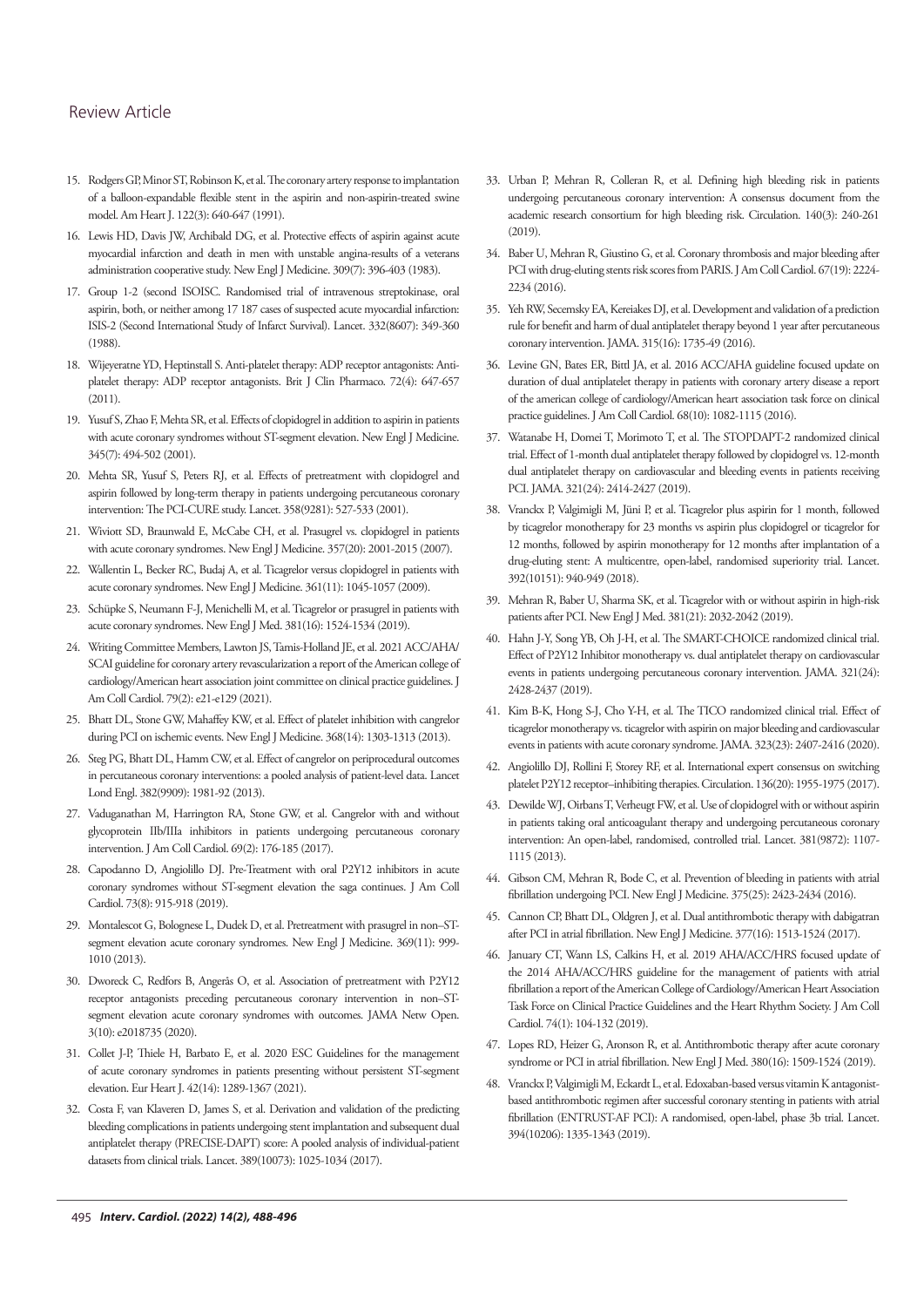15. Rodgers GP, Minor ST, Robinson K, et al. The coronary artery response to implantation of a balloon-expandable flexible stent in the aspirin and non-aspirin-treated swine model. Am Heart J. 122(3): 640-647 (1991).

16. Lewis HD, Davis JW, Archibald DG, et al. Protective effects of aspirin against acute myocardial infarction and death in men with unstable angina-results of a veterans administration cooperative study. New Engl J Medicine. 309(7): 396-403 (1983).

17. Group 1-2 (second ISOISC. Randomised trial of intravenous streptokinase, oral aspirin, both, or neither among 17 187 cases of suspected acute myocardial infarction: ISIS-2 (Second International Study of Infarct Survival). Lancet. 332(8607): 349-360 (1988).

18. Wijeyeratne YD, Heptinstall S. Anti-platelet therapy: ADP receptor antagonists: Anti-platelet therapy: ADP receptor antagonists. Brit J Clin Pharmaco. 72(4): 647-657 (2011).

19. Yusuf S, Zhao F, Mehta SR, et al. Effects of clopidogrel in addition to aspirin in patients with acute coronary syndromes without ST-segment elevation. New Engl J Medicine. 345(7): 494-502 (2001).

20. Mehta SR, Yusuf S, Peters RJ, et al. Effects of pretreatment with clopidogrel and aspirin followed by long-term therapy in patients undergoing percutaneous coronary intervention: The PCI-CURE study. Lancet. 358(9281): 527-533 (2001).

21. Wiviott SD, Braunwald E, McCabe CH, et al. Prasugrel vs. clopidogrel in patients with acute coronary syndromes. New Engl J Medicine. 357(20): 2001-2015 (2007).

22. Wallentin L, Becker RC, Budaj A, et al. Ticagrelor versus clopidogrel in patients with acute coronary syndromes. New Engl J Medicine. 361(11): 1045-1057 (2009).

23. Schüpke S, Neumann F-J, Menichelli M, et al. Ticagrelor or prasugrel in patients with acute coronary syndromes. New Engl J Med. 381(16): 1524-1534 (2019).

24. Writing Committee Members, Lawton JS, Tamis-Holland JE, et al. 2021 ACC/AHA/SCAI guideline for coronary artery revascularization a report of the American college of cardiology/American heart association joint committee on clinical practice guidelines. J Am Coll Cardiol. 79(2): e21-e129 (2021).

25. Bhatt DL, Stone GW, Mahaffey KW, et al. Effect of platelet inhibition with cangrelor during PCI on ischemic events. New Engl J Medicine. 368(14): 1303-1313 (2013).

26. Steg PG, Bhatt DL, Hamm CW, et al. Effect of cangrelor on periprocedural outcomes in percutaneous coronary interventions: a pooled analysis of patient-level data. Lancet Lond Engl. 382(9909): 1981-92 (2013).

27. Vaduganathan M, Harrington RA, Stone GW, et al. Cangrelor with and without glycoprotein IIb/IIIa inhibitors in patients undergoing percutaneous coronary intervention. J Am Coll Cardiol. 69(2): 176-185 (2017).

28. Capodanno D, Angiolillo DJ. Pre-Treatment with oral P2Y12 inhibitors in acute coronary syndromes without ST-segment elevation the saga continues. J Am Coll Cardiol. 73(8): 915-918 (2019).

29. Montalescot G, Bolognese L, Dudek D, et al. Pretreatment with prasugrel in non–ST-segment elevation acute coronary syndromes. New Engl J Medicine. 369(11): 999-1010 (2013).

30. Dworeck C, Redfors B, Angerås O, et al. Association of pretreatment with P2Y12 receptor antagonists preceding percutaneous coronary intervention in non–ST-segment elevation acute coronary syndromes with outcomes. JAMA Netw Open. 3(10): e2018735 (2020).

31. Collet J-P, Thiele H, Barbato E, et al. 2020 ESC Guidelines for the management of acute coronary syndromes in patients presenting without persistent ST-segment elevation. Eur Heart J. 42(14): 1289-1367 (2021).

32. Costa F, van Klaveren D, James S, et al. Derivation and validation of the predicting bleeding complications in patients undergoing stent implantation and subsequent dual antiplatelet therapy (PRECISE-DAPT) score: A pooled analysis of individual-patient datasets from clinical trials. Lancet. 389(10073): 1025-1034 (2017).

33. Urban P, Mehran R, Colleran R, et al. Defining high bleeding risk in patients undergoing percutaneous coronary intervention: A consensus document from the academic research consortium for high bleeding risk. Circulation. 140(3): 240-261 (2019).

34. Baber U, Mehran R, Giustino G, et al. Coronary thrombosis and major bleeding after PCI with drug-eluting stents risk scores from PARIS. J Am Coll Cardiol. 67(19): 2224-2234 (2016).

35. Yeh RW, Secemsky EA, Kereiakes DJ, et al. Development and validation of a prediction rule for benefit and harm of dual antiplatelet therapy beyond 1 year after percutaneous coronary intervention. JAMA. 315(16): 1735-49 (2016).

36. Levine GN, Bates ER, Bittl JA, et al. 2016 ACC/AHA guideline focused update on duration of dual antiplatelet therapy in patients with coronary artery disease a report of the american college of cardiology/American heart association task force on clinical practice guidelines. J Am Coll Cardiol. 68(10): 1082-1115 (2016).

37. Watanabe H, Domei T, Morimoto T, et al. The STOPDAPT-2 randomized clinical trial. Effect of 1-month dual antiplatelet therapy followed by clopidogrel vs. 12-month dual antiplatelet therapy on cardiovascular and bleeding events in patients receiving PCI. JAMA. 321(24): 2414-2427 (2019).

38. Vranckx P, Valgimigli M, Jüni P, et al. Ticagrelor plus aspirin for 1 month, followed by ticagrelor monotherapy for 23 months vs aspirin plus clopidogrel or ticagrelor for 12 months, followed by aspirin monotherapy for 12 months after implantation of a drug-eluting stent: A multicentre, open-label, randomised superiority trial. Lancet. 392(10151): 940-949 (2018).

39. Mehran R, Baber U, Sharma SK, et al. Ticagrelor with or without aspirin in high-risk patients after PCI. New Engl J Med. 381(21): 2032-2042 (2019).

40. Hahn J-Y, Song YB, Oh J-H, et al. The SMART-CHOICE randomized clinical trial. Effect of P2Y12 Inhibitor monotherapy vs. dual antiplatelet therapy on cardiovascular events in patients undergoing percutaneous coronary intervention. JAMA. 321(24): 2428-2437 (2019).

41. Kim B-K, Hong S-J, Cho Y-H, et al. The TICO randomized clinical trial. Effect of ticagrelor monotherapy vs. ticagrelor with aspirin on major bleeding and cardiovascular events in patients with acute coronary syndrome. JAMA. 323(23): 2407-2416 (2020).

42. Angiolillo DJ, Rollini F, Storey RF, et al. International expert consensus on switching platelet P2Y12 receptor–inhibiting therapies. Circulation. 136(20): 1955-1975 (2017).

43. Dewilde WJ, Oirbans T, Verheugt FW, et al. Use of clopidogrel with or without aspirin in patients taking oral anticoagulant therapy and undergoing percutaneous coronary intervention: An open-label, randomised, controlled trial. Lancet. 381(9872): 1107-1115 (2013).

44. Gibson CM, Mehran R, Bode C, et al. Prevention of bleeding in patients with atrial fibrillation undergoing PCI. New Engl J Medicine. 375(25): 2423-2434 (2016).

45. Cannon CP, Bhatt DL, Oldgren J, et al. Dual antithrombotic therapy with dabigatran after PCI in atrial fibrillation. New Engl J Medicine. 377(16): 1513-1524 (2017).

46. January CT, Wann LS, Calkins H, et al. 2019 AHA/ACC/HRS focused update of the 2014 AHA/ACC/HRS guideline for the management of patients with atrial fibrillation a report of the American College of Cardiology/American Heart Association Task Force on Clinical Practice Guidelines and the Heart Rhythm Society. J Am Coll Cardiol. 74(1): 104-132 (2019).

47. Lopes RD, Heizer G, Aronson R, et al. Antithrombotic therapy after acute coronary syndrome or PCI in atrial fibrillation. New Engl J Med. 380(16): 1509-1524 (2019).

48. Vranckx P, Valgimigli M, Eckardt L, et al. Edoxaban-based versus vitamin K antagonist-based antithrombotic regimen after successful coronary stenting in patients with atrial fibrillation (ENTRUST-AF PCI): A randomised, open-label, phase 3b trial. Lancet. 394(10206): 1335-1343 (2019).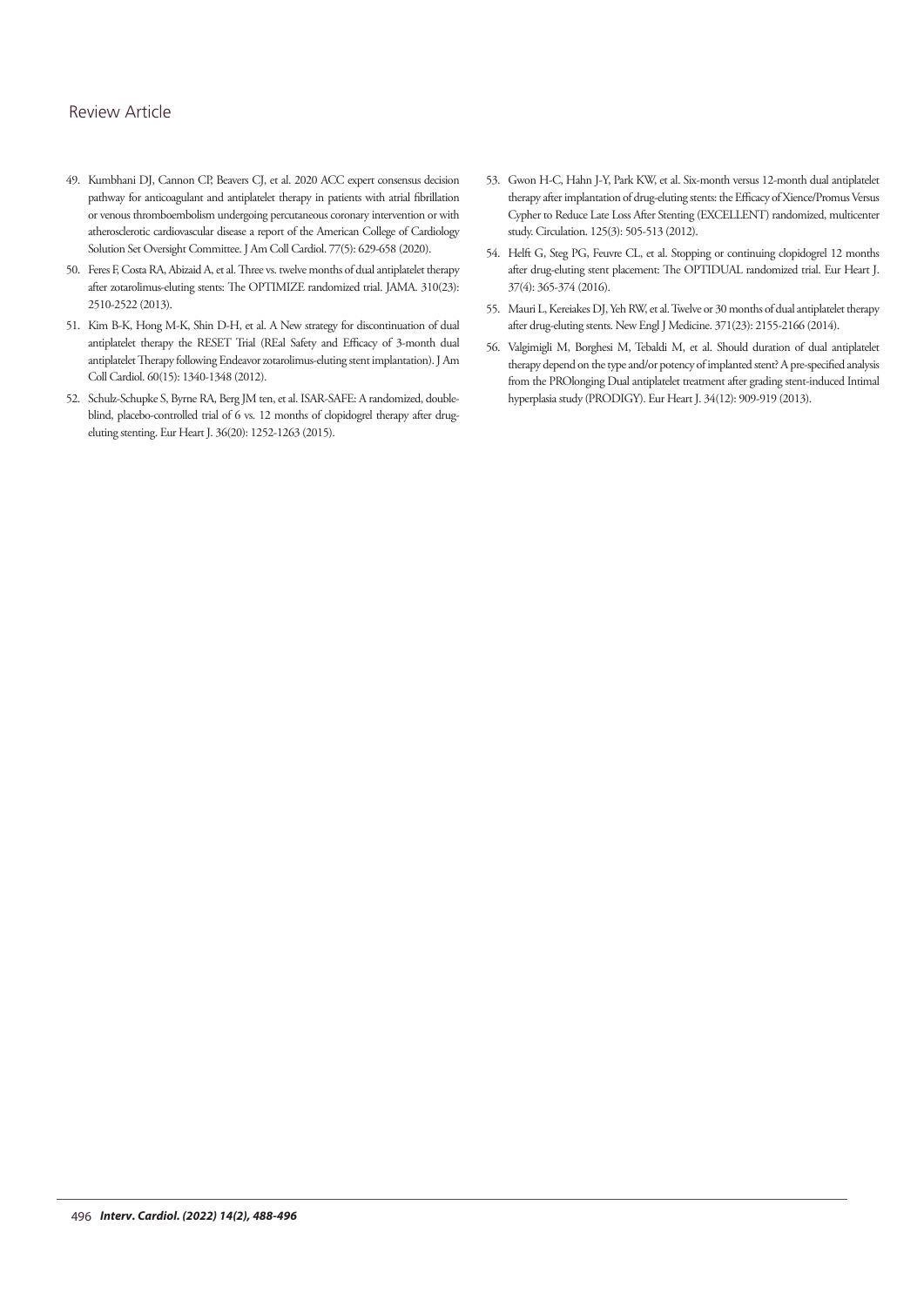49. Kumbhani DJ, Cannon CP, Beavers CJ, et al. 2020 ACC expert consensus decision pathway for anticoagulant and antiplatelet therapy in patients with atrial fibrillation or venous thromboembolism undergoing percutaneous coronary intervention or with atherosclerotic cardiovascular disease a report of the American College of Cardiology Solution Set Oversight Committee. J Am Coll Cardiol. 77(5): 629-658 (2020).
50. Feres F, Costa RA, Abizaid A, et al. Three vs. twelve months of dual antiplatelet therapy after zotarolimus-eluting stents: The OPTIMIZE randomized trial. JAMA. 310(23): 2510-2522 (2013).
51. Kim B-K, Hong M-K, Shin D-H, et al. A New strategy for discontinuation of dual antiplatelet therapy the RESET Trial (REal Safety and Efficacy of 3-month dual antiplatelet Therapy following Endeavor zotarolimus-eluting stent implantation). J Am Coll Cardiol. 60(15): 1340-1348 (2012).
52. Schulz-Schupke S, Byrne RA, Berg JM ten, et al. ISAR-SAFE: A randomized, double-blind, placebo-controlled trial of 6 vs. 12 months of clopidogrel therapy after drug-eluting stenting. Eur Heart J. 36(20): 1252-1263 (2015).
53. Gwon H-C, Hahn J-Y, Park KW, et al. Six-month versus 12-month dual antiplatelet therapy after implantation of drug-eluting stents: the Efficacy of Xience/Promus Versus Cypher to Reduce Late Loss After Stenting (EXCELLENT) randomized, multicenter study. Circulation. 125(3): 505-513 (2012).
54. Helft G, Steg PG, Feuvre CL, et al. Stopping or continuing clopidogrel 12 months after drug-eluting stent placement: The OPTIDUAL randomized trial. Eur Heart J. 37(4): 365-374 (2016).
55. Mauri L, Kereiakes DJ, Yeh RW, et al. Twelve or 30 months of dual antiplatelet therapy after drug-eluting stents. New Engl J Medicine. 371(23): 2155-2166 (2014).
56. Valgimigli M, Borghesi M, Tebaldi M, et al. Should duration of dual antiplatelet therapy depend on the type and/or potency of implanted stent? A pre-specified analysis from the PROlonging Dual antiplatelet treatment after grading stent-induced Intimal hyperplasia study (PRODIGY). Eur Heart J. 34(12): 909-919 (2013).